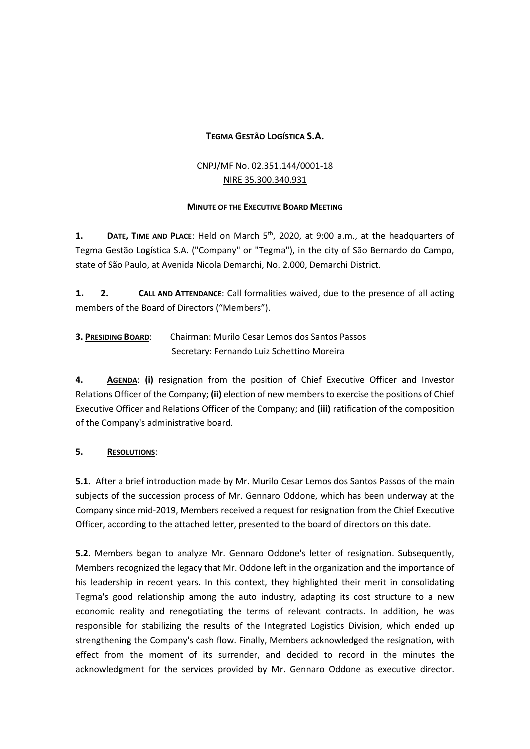**TEGMA GESTÃO LOGÍSTICA S.A.**

CNPJ/MF No. 02.351.144/0001-18
NIRE 35.300.340.931

**MINUTE OF THE EXECUTIVE BOARD MEETING**

**1. DATE, TIME AND PLACE**: Held on March 5th, 2020, at 9:00 a.m., at the headquarters of Tegma Gestão Logística S.A. ("Company" or "Tegma"), in the city of São Bernardo do Campo, state of São Paulo, at Avenida Nicola Demarchi, No. 2.000, Demarchi District.

**1. 2. CALL AND ATTENDANCE**: Call formalities waived, due to the presence of all acting members of the Board of Directors ("Members").

**3. PRESIDING BOARD**: Chairman: Murilo Cesar Lemos dos Santos Passos
Secretary: Fernando Luiz Schettino Moreira

**4. AGENDA**: **(i)** resignation from the position of Chief Executive Officer and Investor Relations Officer of the Company; **(ii)** election of new members to exercise the positions of Chief Executive Officer and Relations Officer of the Company; and **(iii)** ratification of the composition of the Company's administrative board.

**5. RESOLUTIONS**:

**5.1.** After a brief introduction made by Mr. Murilo Cesar Lemos dos Santos Passos of the main subjects of the succession process of Mr. Gennaro Oddone, which has been underway at the Company since mid-2019, Members received a request for resignation from the Chief Executive Officer, according to the attached letter, presented to the board of directors on this date.

**5.2.** Members began to analyze Mr. Gennaro Oddone's letter of resignation. Subsequently, Members recognized the legacy that Mr. Oddone left in the organization and the importance of his leadership in recent years. In this context, they highlighted their merit in consolidating Tegma's good relationship among the auto industry, adapting its cost structure to a new economic reality and renegotiating the terms of relevant contracts. In addition, he was responsible for stabilizing the results of the Integrated Logistics Division, which ended up strengthening the Company's cash flow. Finally, Members acknowledged the resignation, with effect from the moment of its surrender, and decided to record in the minutes the acknowledgment for the services provided by Mr. Gennaro Oddone as executive director.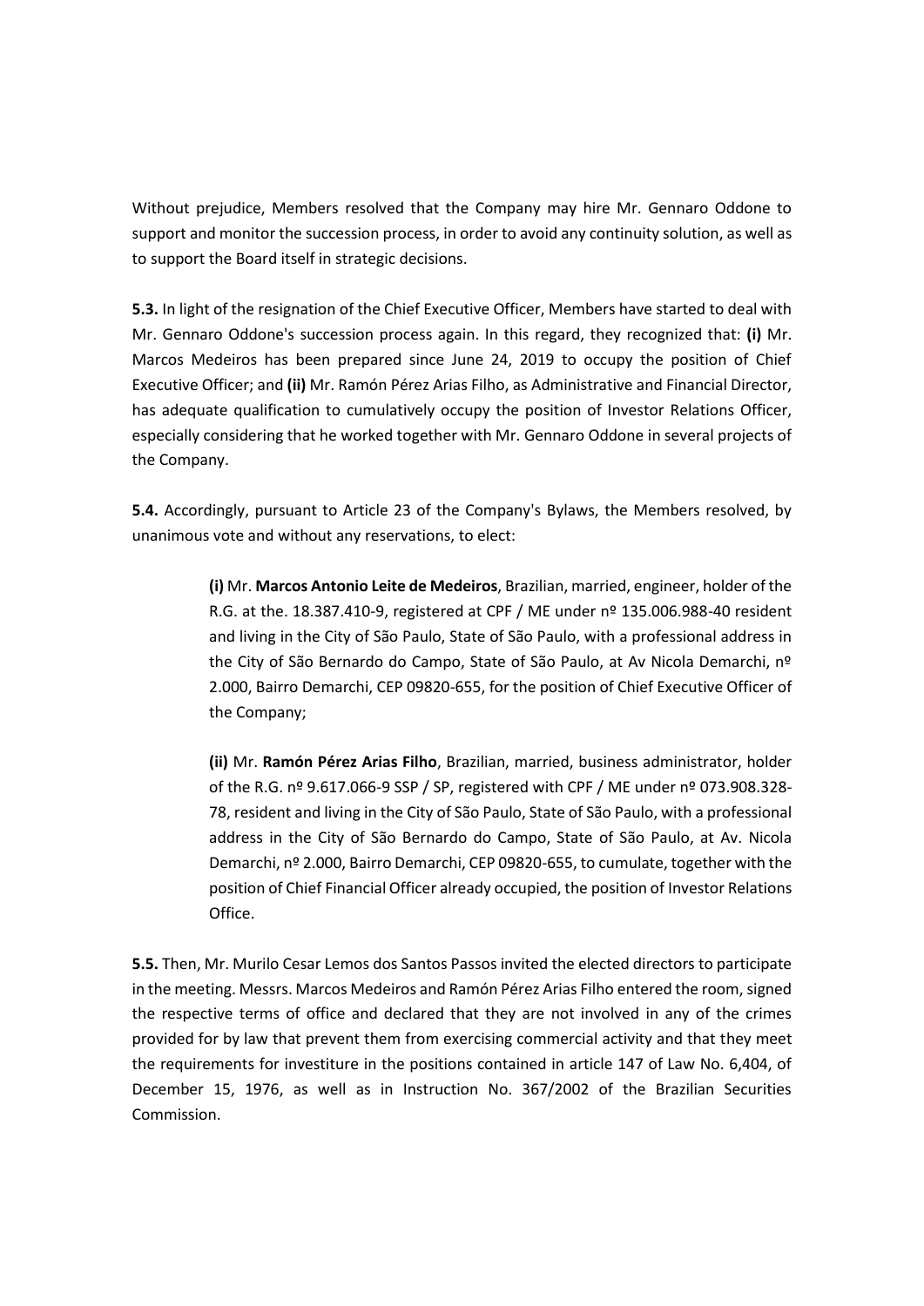Without prejudice, Members resolved that the Company may hire Mr. Gennaro Oddone to support and monitor the succession process, in order to avoid any continuity solution, as well as to support the Board itself in strategic decisions.

**5.3.** In light of the resignation of the Chief Executive Officer, Members have started to deal with Mr. Gennaro Oddone's succession process again. In this regard, they recognized that: **(i)** Mr. Marcos Medeiros has been prepared since June 24, 2019 to occupy the position of Chief Executive Officer; and **(ii)** Mr. Ramón Pérez Arias Filho, as Administrative and Financial Director, has adequate qualification to cumulatively occupy the position of Investor Relations Officer, especially considering that he worked together with Mr. Gennaro Oddone in several projects of the Company.

**5.4.** Accordingly, pursuant to Article 23 of the Company's Bylaws, the Members resolved, by unanimous vote and without any reservations, to elect:

> **(i)** Mr. **Marcos Antonio Leite de Medeiros**, Brazilian, married, engineer, holder of the R.G. at the. 18.387.410-9, registered at CPF / ME under nº 135.006.988-40 resident and living in the City of São Paulo, State of São Paulo, with a professional address in the City of São Bernardo do Campo, State of São Paulo, at Av Nicola Demarchi, nº 2.000, Bairro Demarchi, CEP 09820-655, for the position of Chief Executive Officer of the Company;
>
> **(ii)** Mr. **Ramón Pérez Arias Filho**, Brazilian, married, business administrator, holder of the R.G. nº 9.617.066-9 SSP / SP, registered with CPF / ME under nº 073.908.328-78, resident and living in the City of São Paulo, State of São Paulo, with a professional address in the City of São Bernardo do Campo, State of São Paulo, at Av. Nicola Demarchi, nº 2.000, Bairro Demarchi, CEP 09820-655, to cumulate, together with the position of Chief Financial Officer already occupied, the position of Investor Relations Office.

**5.5.** Then, Mr. Murilo Cesar Lemos dos Santos Passos invited the elected directors to participate in the meeting. Messrs. Marcos Medeiros and Ramón Pérez Arias Filho entered the room, signed the respective terms of office and declared that they are not involved in any of the crimes provided for by law that prevent them from exercising commercial activity and that they meet the requirements for investiture in the positions contained in article 147 of Law No. 6,404, of December 15, 1976, as well as in Instruction No. 367/2002 of the Brazilian Securities Commission.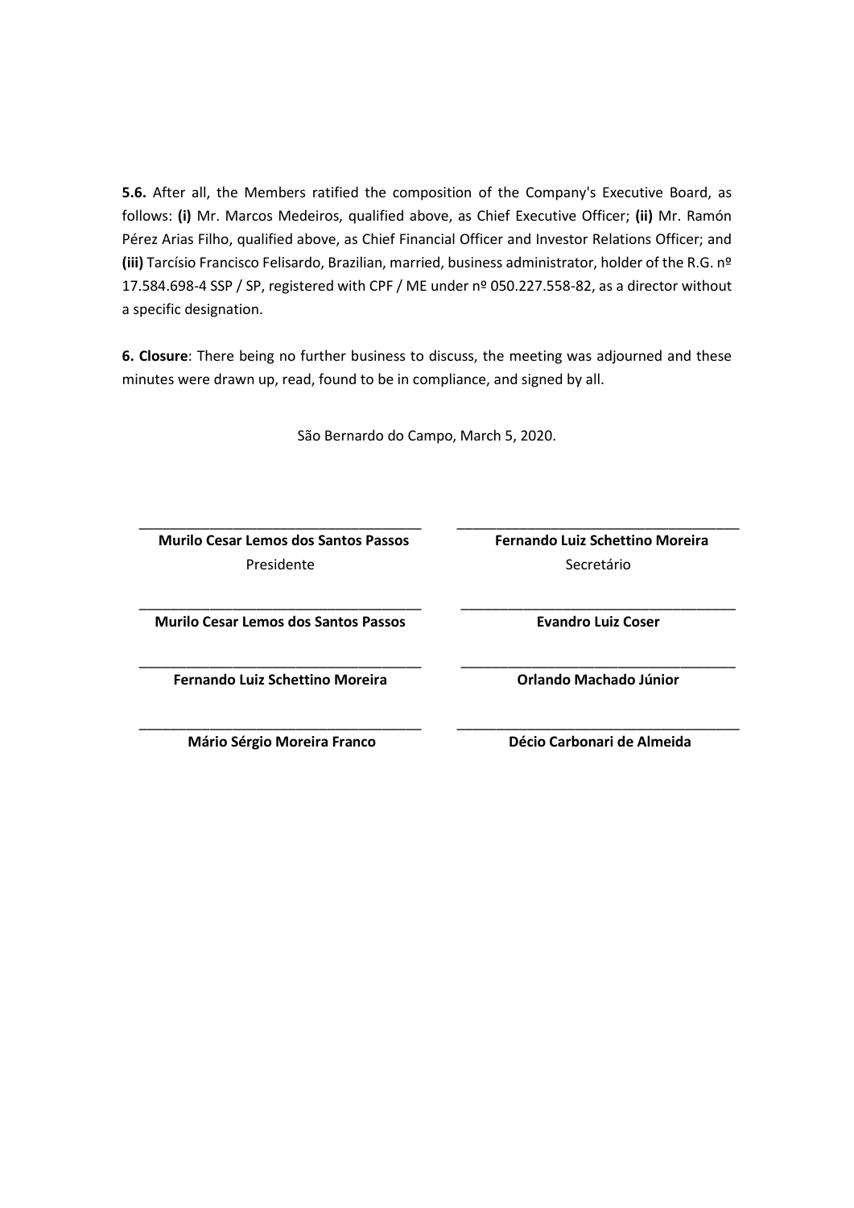**5.6.** After all, the Members ratified the composition of the Company's Executive Board, as follows: **(i)** Mr. Marcos Medeiros, qualified above, as Chief Executive Officer; **(ii)** Mr. Ramón Pérez Arias Filho, qualified above, as Chief Financial Officer and Investor Relations Officer; and **(iii)** Tarcísio Francisco Felisardo, Brazilian, married, business administrator, holder of the R.G. nº 17.584.698-4 SSP / SP, registered with CPF / ME under nº 050.227.558-82, as a director without a specific designation.

**6. Closure**: There being no further business to discuss, the meeting was adjourned and these minutes were drawn up, read, found to be in compliance, and signed by all.

São Bernardo do Campo, March 5, 2020.

| | |
|---|---|
| \_\_\_\_\_\_\_\_\_\_\_\_\_\_\_\_\_\_\_\_\_\_\_\_\_\_\_\_\_\_\_\_\_\_\_ | \_\_\_\_\_\_\_\_\_\_\_\_\_\_\_\_\_\_\_\_\_\_\_\_\_\_\_\_\_\_\_\_\_\_\_ |
| **Murilo Cesar Lemos dos Santos Passos** | **Fernando Luiz Schettino Moreira** |
| Presidente | Secretário |
| \_\_\_\_\_\_\_\_\_\_\_\_\_\_\_\_\_\_\_\_\_\_\_\_\_\_\_\_\_\_\_\_\_\_\_ | \_\_\_\_\_\_\_\_\_\_\_\_\_\_\_\_\_\_\_\_\_\_\_\_\_\_\_\_\_\_\_\_\_\_\_ |
| **Murilo Cesar Lemos dos Santos Passos** | **Evandro Luiz Coser** |
| \_\_\_\_\_\_\_\_\_\_\_\_\_\_\_\_\_\_\_\_\_\_\_\_\_\_\_\_\_\_\_\_\_\_\_ | \_\_\_\_\_\_\_\_\_\_\_\_\_\_\_\_\_\_\_\_\_\_\_\_\_\_\_\_\_\_\_\_\_\_\_ |
| **Fernando Luiz Schettino Moreira** | **Orlando Machado Júnior** |
| \_\_\_\_\_\_\_\_\_\_\_\_\_\_\_\_\_\_\_\_\_\_\_\_\_\_\_\_\_\_\_\_\_\_\_ | \_\_\_\_\_\_\_\_\_\_\_\_\_\_\_\_\_\_\_\_\_\_\_\_\_\_\_\_\_\_\_\_\_\_\_ |
| **Mário Sérgio Moreira Franco** | **Décio Carbonari de Almeida** |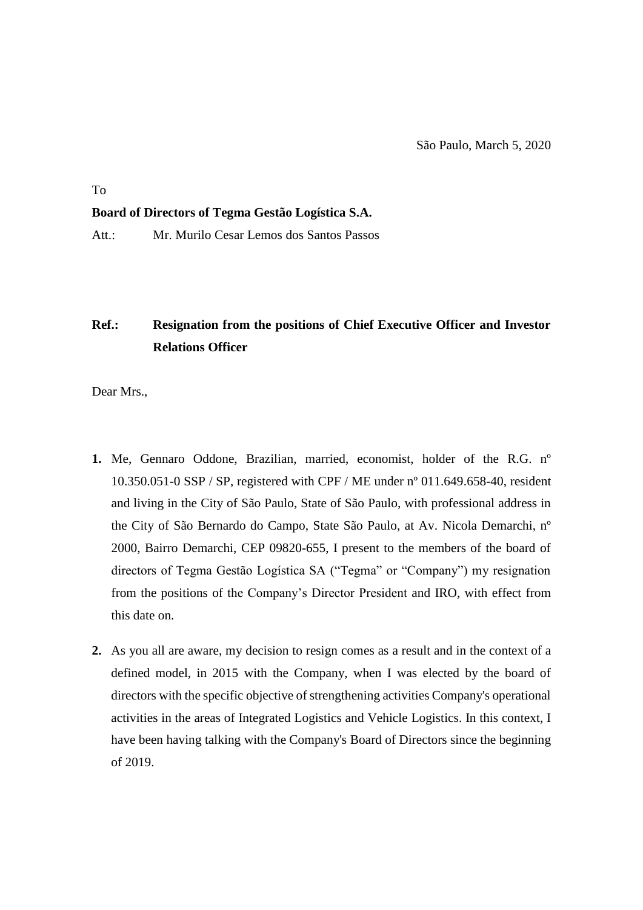São Paulo, March 5, 2020

To

**Board of Directors of Tegma Gestão Logística S.A.**

Att.: Mr. Murilo Cesar Lemos dos Santos Passos

**Ref.: Resignation from the positions of Chief Executive Officer and Investor Relations Officer**

Dear Mrs.,

1. Me, Gennaro Oddone, Brazilian, married, economist, holder of the R.G. nº 10.350.051-0 SSP / SP, registered with CPF / ME under nº 011.649.658-40, resident and living in the City of São Paulo, State of São Paulo, with professional address in the City of São Bernardo do Campo, State São Paulo, at Av. Nicola Demarchi, nº 2000, Bairro Demarchi, CEP 09820-655, I present to the members of the board of directors of Tegma Gestão Logística SA ("Tegma" or "Company") my resignation from the positions of the Company's Director President and IRO, with effect from this date on.

2. As you all are aware, my decision to resign comes as a result and in the context of a defined model, in 2015 with the Company, when I was elected by the board of directors with the specific objective of strengthening activities Company's operational activities in the areas of Integrated Logistics and Vehicle Logistics. In this context, I have been having talking with the Company's Board of Directors since the beginning of 2019.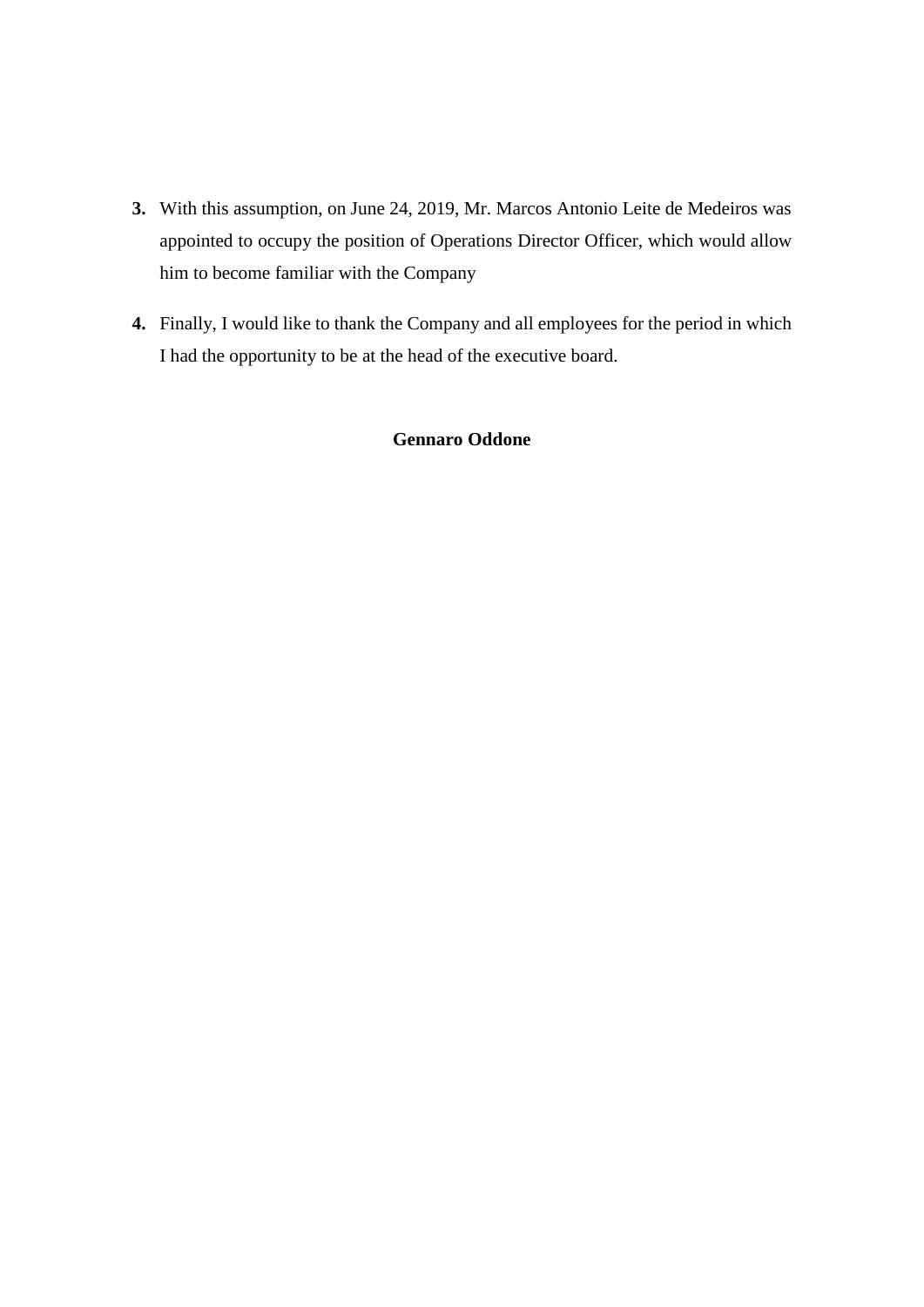3. With this assumption, on June 24, 2019, Mr. Marcos Antonio Leite de Medeiros was appointed to occupy the position of Operations Director Officer, which would allow him to become familiar with the Company

4. Finally, I would like to thank the Company and all employees for the period in which I had the opportunity to be at the head of the executive board.

**Gennaro Oddone**